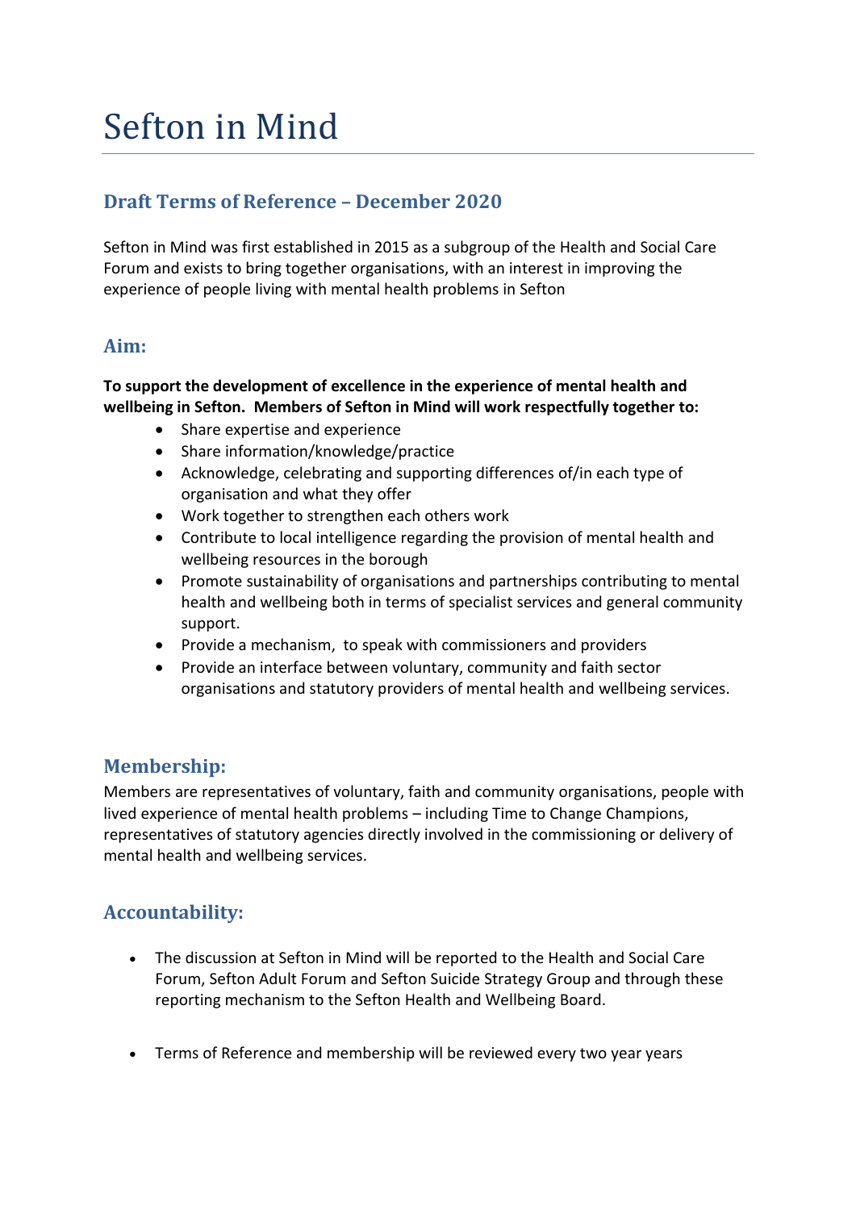# Sefton in Mind

## Draft Terms of Reference – December 2020

Sefton in Mind was first established in 2015 as a subgroup of the Health and Social Care Forum and exists to bring together organisations, with an interest in improving the experience of people living with mental health problems in Sefton

### Aim:

**To support the development of excellence in the experience of mental health and wellbeing in Sefton. Members of Sefton in Mind will work respectfully together to:**

- Share expertise and experience
- Share information/knowledge/practice
- Acknowledge, celebrating and supporting differences of/in each type of organisation and what they offer
- Work together to strengthen each others work
- Contribute to local intelligence regarding the provision of mental health and wellbeing resources in the borough
- Promote sustainability of organisations and partnerships contributing to mental health and wellbeing both in terms of specialist services and general community support.
- Provide a mechanism, to speak with commissioners and providers
- Provide an interface between voluntary, community and faith sector organisations and statutory providers of mental health and wellbeing services.

## Membership:

Members are representatives of voluntary, faith and community organisations, people with lived experience of mental health problems – including Time to Change Champions, representatives of statutory agencies directly involved in the commissioning or delivery of mental health and wellbeing services.

## Accountability:

- The discussion at Sefton in Mind will be reported to the Health and Social Care Forum, Sefton Adult Forum and Sefton Suicide Strategy Group and through these reporting mechanism to the Sefton Health and Wellbeing Board.
- Terms of Reference and membership will be reviewed every two year years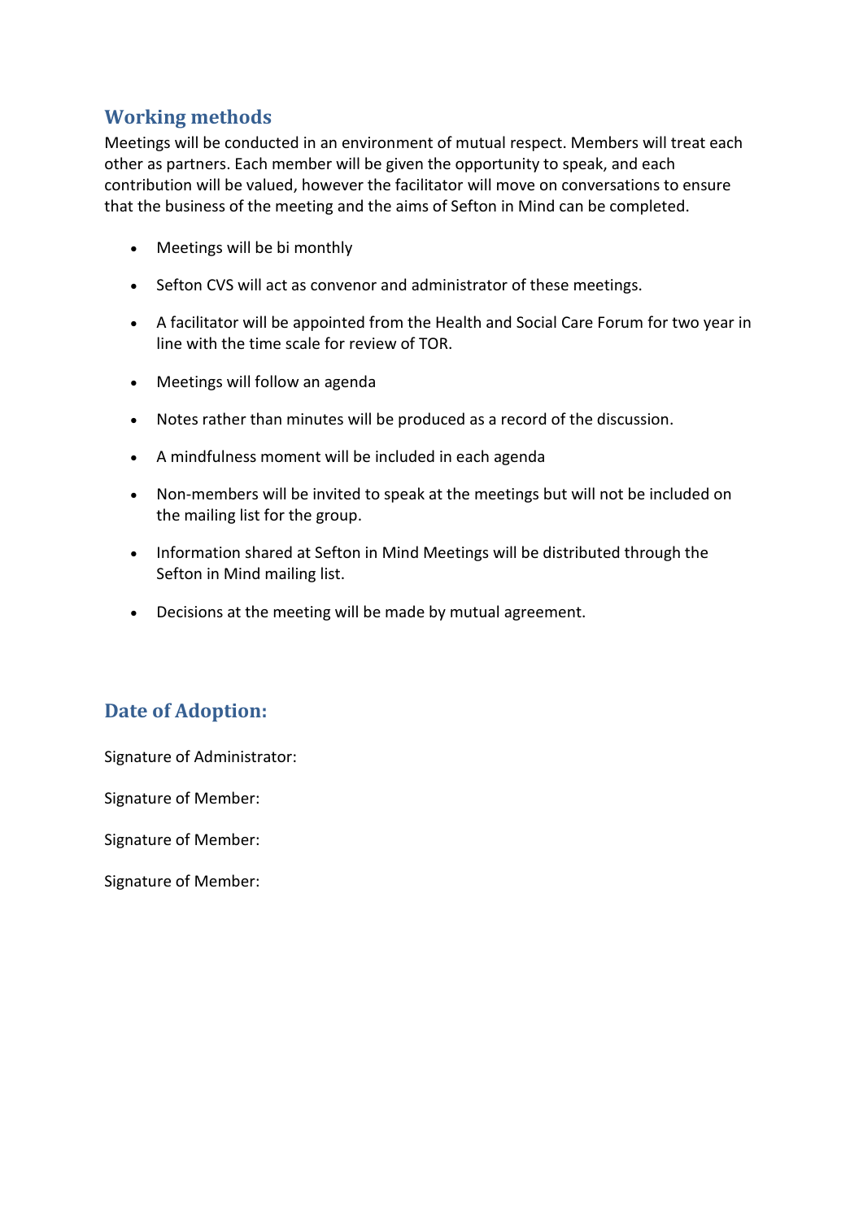## Working methods

Meetings will be conducted in an environment of mutual respect. Members will treat each other as partners. Each member will be given the opportunity to speak, and each contribution will be valued, however the facilitator will move on conversations to ensure that the business of the meeting and the aims of Sefton in Mind can be completed.

- Meetings will be bi monthly
- Sefton CVS will act as convenor and administrator of these meetings.
- A facilitator will be appointed from the Health and Social Care Forum for two year in line with the time scale for review of TOR.
- Meetings will follow an agenda
- Notes rather than minutes will be produced as a record of the discussion.
- A mindfulness moment will be included in each agenda
- Non-members will be invited to speak at the meetings but will not be included on the mailing list for the group.
- Information shared at Sefton in Mind Meetings will be distributed through the Sefton in Mind mailing list.
- Decisions at the meeting will be made by mutual agreement.

## Date of Adoption:

Signature of Administrator:

Signature of Member:

Signature of Member:

Signature of Member: